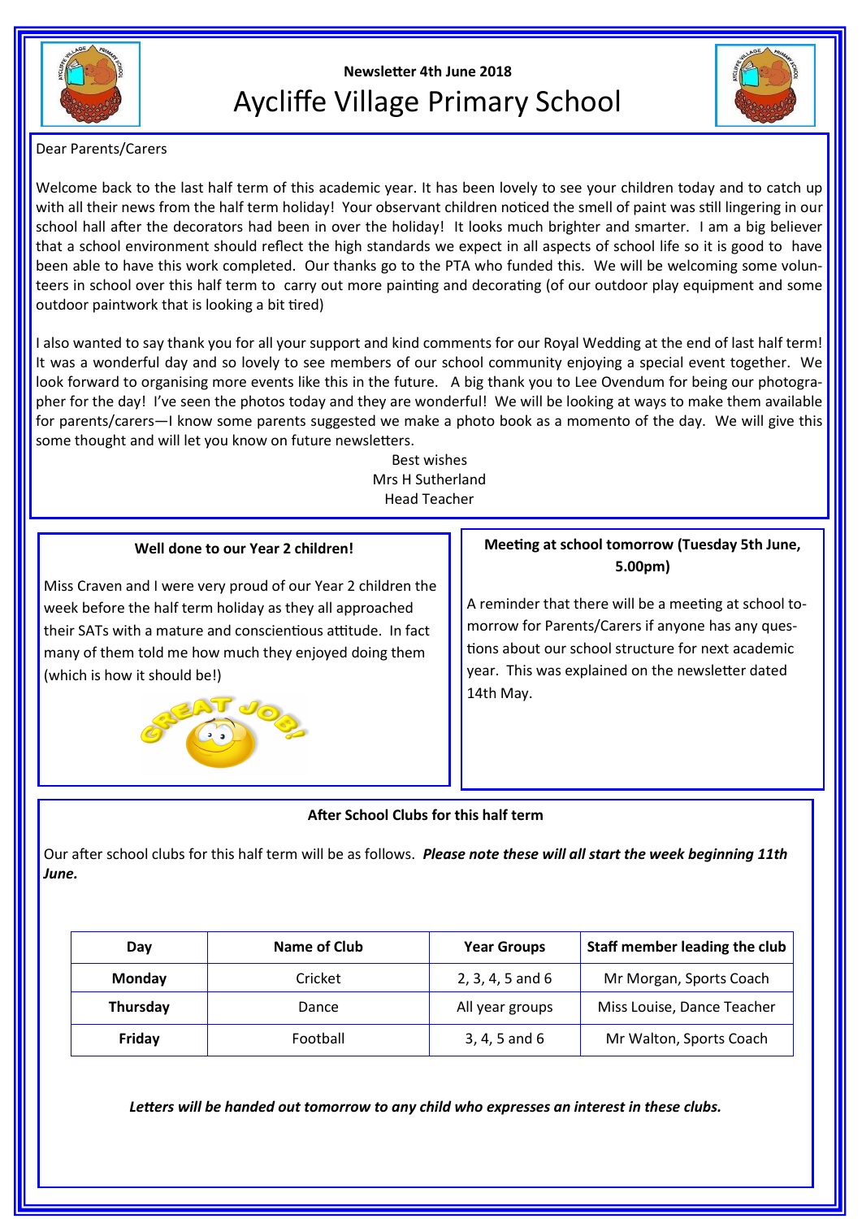Newsletter 4th June 2018

# Aycliffe Village Primary School

Dear Parents/Carers

Welcome back to the last half term of this academic year. It has been lovely to see your children today and to catch up with all their news from the half term holiday! Your observant children noticed the smell of paint was still lingering in our school hall after the decorators had been in over the holiday! It looks much brighter and smarter. I am a big believer that a school environment should reflect the high standards we expect in all aspects of school life so it is good to have been able to have this work completed. Our thanks go to the PTA who funded this. We will be welcoming some volunteers in school over this half term to carry out more painting and decorating (of our outdoor play equipment and some outdoor paintwork that is looking a bit tired)

I also wanted to say thank you for all your support and kind comments for our Royal Wedding at the end of last half term! It was a wonderful day and so lovely to see members of our school community enjoying a special event together. We look forward to organising more events like this in the future. A big thank you to Lee Ovendum for being our photographer for the day! I've seen the photos today and they are wonderful! We will be looking at ways to make them available for parents/carers—I know some parents suggested we make a photo book as a momento of the day. We will give this some thought and will let you know on future newsletters.

Best wishes
Mrs H Sutherland
Head Teacher

### Well done to our Year 2 children!

Miss Craven and I were very proud of our Year 2 children the week before the half term holiday as they all approached their SATs with a mature and conscientious attitude. In fact many of them told me how much they enjoyed doing them (which is how it should be!)

### Meeting at school tomorrow (Tuesday 5th June, 5.00pm)

A reminder that there will be a meeting at school tomorrow for Parents/Carers if anyone has any questions about our school structure for next academic year. This was explained on the newsletter dated 14th May.

### After School Clubs for this half term

Our after school clubs for this half term will be as follows. ***Please note these will all start the week beginning 11th June.***

| Day | Name of Club | Year Groups | Staff member leading the club |
|---|---|---|---|
| **Monday** | Cricket | 2, 3, 4, 5 and 6 | Mr Morgan, Sports Coach |
| **Thursday** | Dance | All year groups | Miss Louise, Dance Teacher |
| **Friday** | Football | 3, 4, 5 and 6 | Mr Walton, Sports Coach |

***Letters will be handed out tomorrow to any child who expresses an interest in these clubs.***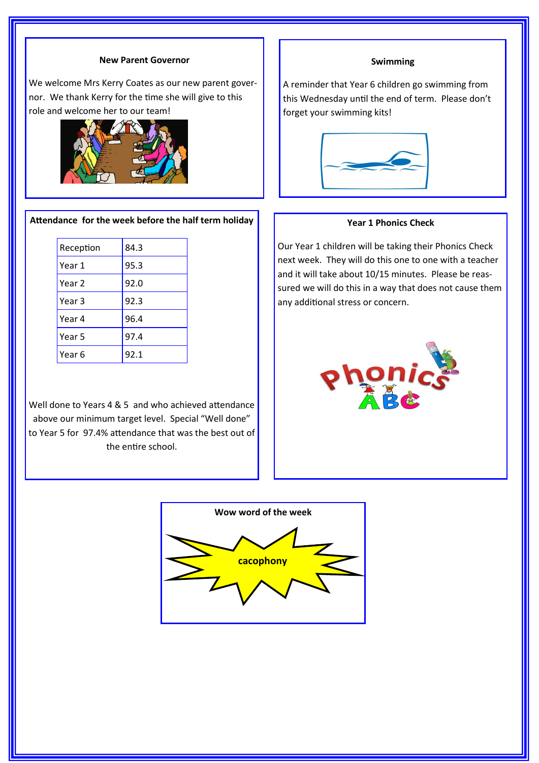### New Parent Governor

We welcome Mrs Kerry Coates as our new parent governor. We thank Kerry for the time she will give to this role and welcome her to our team!

### Swimming

A reminder that Year 6 children go swimming from this Wednesday until the end of term. Please don't forget your swimming kits!

### Attendance for the week before the half term holiday

| | |
|---|---|
| Reception | 84.3 |
| Year 1 | 95.3 |
| Year 2 | 92.0 |
| Year 3 | 92.3 |
| Year 4 | 96.4 |
| Year 5 | 97.4 |
| Year 6 | 92.1 |

Well done to Years 4 & 5 and who achieved attendance above our minimum target level. Special "Well done" to Year 5 for 97.4% attendance that was the best out of the entire school.

### Year 1 Phonics Check

Our Year 1 children will be taking their Phonics Check next week. They will do this one to one with a teacher and it will take about 10/15 minutes. Please be reassured we will do this in a way that does not cause them any additional stress or concern.

### Wow word of the week

**cacophony**